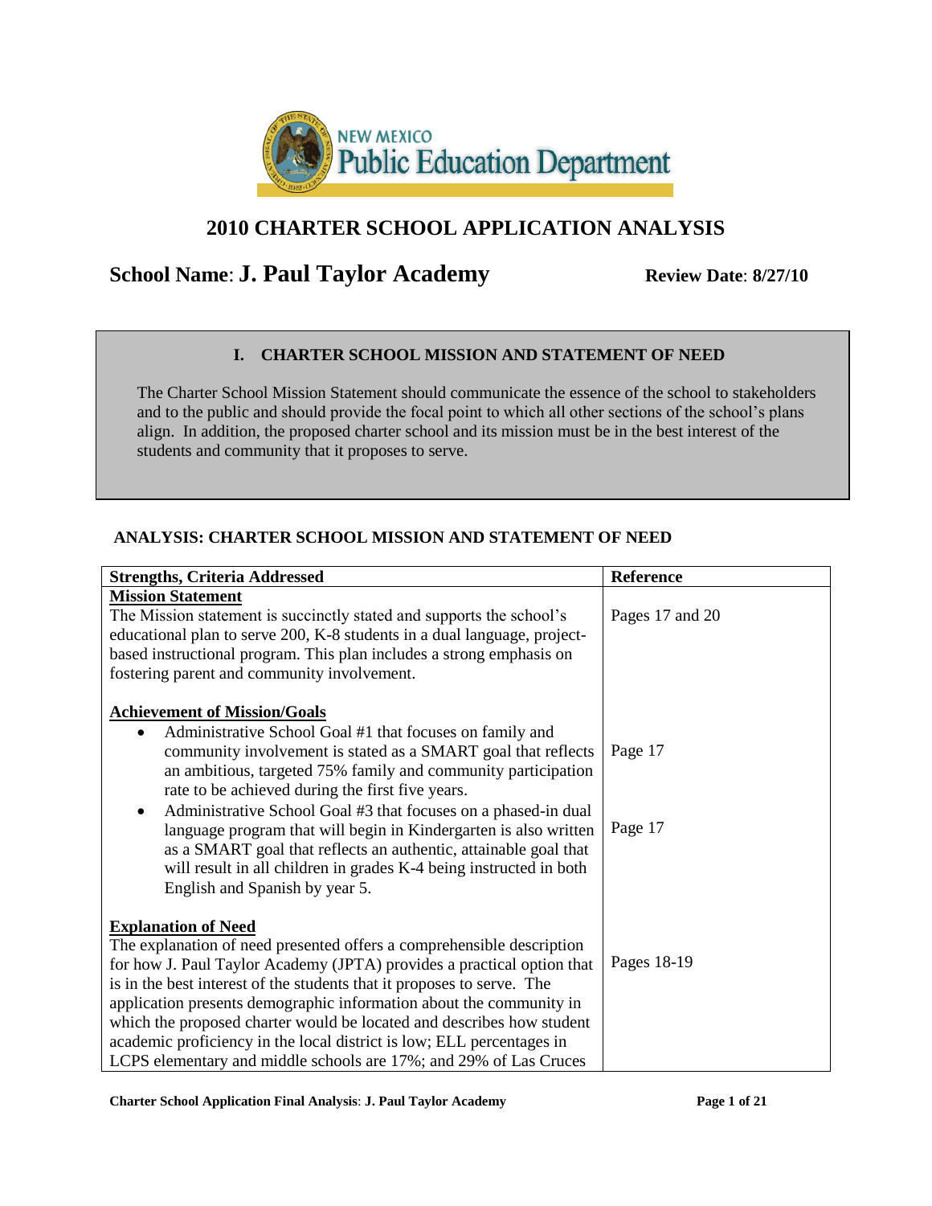# 2010 CHARTER SCHOOL APPLICATION ANALYSIS

**School Name**: **J. Paul Taylor Academy** **Review Date**: **8/27/10**

## I. CHARTER SCHOOL MISSION AND STATEMENT OF NEED

The Charter School Mission Statement should communicate the essence of the school to stakeholders and to the public and should provide the focal point to which all other sections of the school's plans align. In addition, the proposed charter school and its mission must be in the best interest of the students and community that it proposes to serve.

### ANALYSIS: CHARTER SCHOOL MISSION AND STATEMENT OF NEED

| Strengths, Criteria Addressed | Reference |
|---|---|
| **Mission Statement**<br>The Mission statement is succinctly stated and supports the school's educational plan to serve 200, K-8 students in a dual language, project-based instructional program. This plan includes a strong emphasis on fostering parent and community involvement. | Pages 17 and 20 |
| **Achievement of Mission/Goals**<br>• Administrative School Goal #1 that focuses on family and community involvement is stated as a SMART goal that reflects an ambitious, targeted 75% family and community participation rate to be achieved during the first five years. | Page 17 |
| • Administrative School Goal #3 that focuses on a phased-in dual language program that will begin in Kindergarten is also written as a SMART goal that reflects an authentic, attainable goal that will result in all children in grades K-4 being instructed in both English and Spanish by year 5. | Page 17 |
| **Explanation of Need**<br>The explanation of need presented offers a comprehensible description for how J. Paul Taylor Academy (JPTA) provides a practical option that is in the best interest of the students that it proposes to serve. The application presents demographic information about the community in which the proposed charter would be located and describes how student academic proficiency in the local district is low; ELL percentages in LCPS elementary and middle schools are 17%; and 29% of Las Cruces | Pages 18-19 |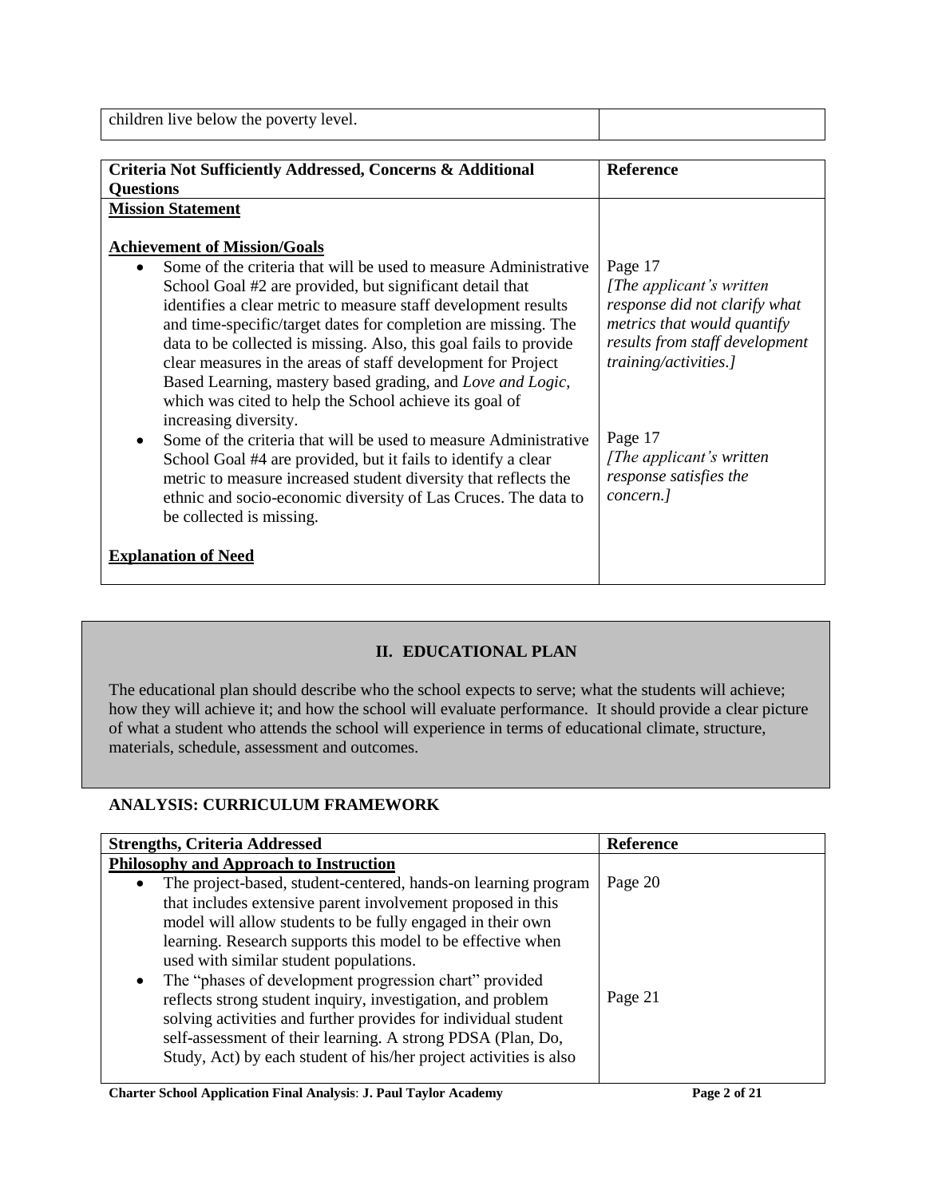| children live below the poverty level. | |
|---|---|

| **Criteria Not Sufficiently Addressed, Concerns & Additional Questions** | **Reference** |
|---|---|
| **<u>Mission Statement</u>** | |
| **<u>Achievement of Mission/Goals</u>** | |
| • Some of the criteria that will be used to measure Administrative School Goal #2 are provided, but significant detail that identifies a clear metric to measure staff development results and time-specific/target dates for completion are missing. The data to be collected is missing. Also, this goal fails to provide clear measures in the areas of staff development for Project Based Learning, mastery based grading, and *Love and Logic*, which was cited to help the School achieve its goal of increasing diversity. | Page 17 *[The applicant's written response did not clarify what metrics that would quantify results from staff development training/activities.]* |
| • Some of the criteria that will be used to measure Administrative School Goal #4 are provided, but it fails to identify a clear metric to measure increased student diversity that reflects the ethnic and socio-economic diversity of Las Cruces. The data to be collected is missing. | Page 17 *[The applicant's written response satisfies the concern.]* |
| **<u>Explanation of Need</u>** | |

## II. EDUCATIONAL PLAN

The educational plan should describe who the school expects to serve; what the students will achieve; how they will achieve it; and how the school will evaluate performance. It should provide a clear picture of what a student who attends the school will experience in terms of educational climate, structure, materials, schedule, assessment and outcomes.

### ANALYSIS: CURRICULUM FRAMEWORK

| **Strengths, Criteria Addressed** | **Reference** |
|---|---|
| **<u>Philosophy and Approach to Instruction</u>** | |
| • The project-based, student-centered, hands-on learning program that includes extensive parent involvement proposed in this model will allow students to be fully engaged in their own learning. Research supports this model to be effective when used with similar student populations. | Page 20 |
| • The "phases of development progression chart" provided reflects strong student inquiry, investigation, and problem solving activities and further provides for individual student self-assessment of their learning. A strong PDSA (Plan, Do, Study, Act) by each student of his/her project activities is also | Page 21 |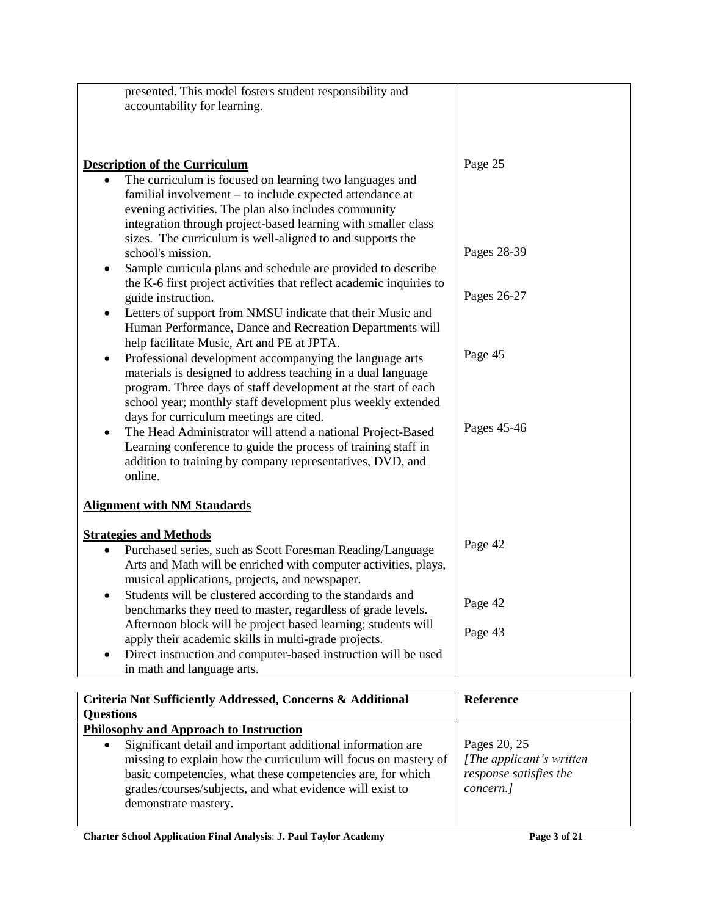| | |
|---|---|
| presented. This model fosters student responsibility and accountability for learning. | |
| **Description of the Curriculum** | |
| • The curriculum is focused on learning two languages and familial involvement – to include expected attendance at evening activities. The plan also includes community integration through project-based learning with smaller class sizes. The curriculum is well-aligned to and supports the school's mission. | Page 25 |
| • Sample curricula plans and schedule are provided to describe the K-6 first project activities that reflect academic inquiries to guide instruction. | Pages 28-39 |
| • Letters of support from NMSU indicate that their Music and Human Performance, Dance and Recreation Departments will help facilitate Music, Art and PE at JPTA. | Pages 26-27 |
| • Professional development accompanying the language arts materials is designed to address teaching in a dual language program. Three days of staff development at the start of each school year; monthly staff development plus weekly extended days for curriculum meetings are cited. | Page 45 |
| • The Head Administrator will attend a national Project-Based Learning conference to guide the process of training staff in addition to training by company representatives, DVD, and online. | Pages 45-46 |
| **Alignment with NM Standards** | |
| **Strategies and Methods** | |
| • Purchased series, such as Scott Foresman Reading/Language Arts and Math will be enriched with computer activities, plays, musical applications, projects, and newspaper. | Page 42 |
| • Students will be clustered according to the standards and benchmarks they need to master, regardless of grade levels. Afternoon block will be project based learning; students will apply their academic skills in multi-grade projects. | Page 42 |
| • Direct instruction and computer-based instruction will be used in math and language arts. | Page 43 |

| Criteria Not Sufficiently Addressed, Concerns & Additional Questions | Reference |
|---|---|
| **Philosophy and Approach to Instruction** | |
| • Significant detail and important additional information are missing to explain how the curriculum will focus on mastery of basic competencies, what these competencies are, for which grades/courses/subjects, and what evidence will exist to demonstrate mastery. | Pages 20, 25 *[The applicant's written response satisfies the concern.]* |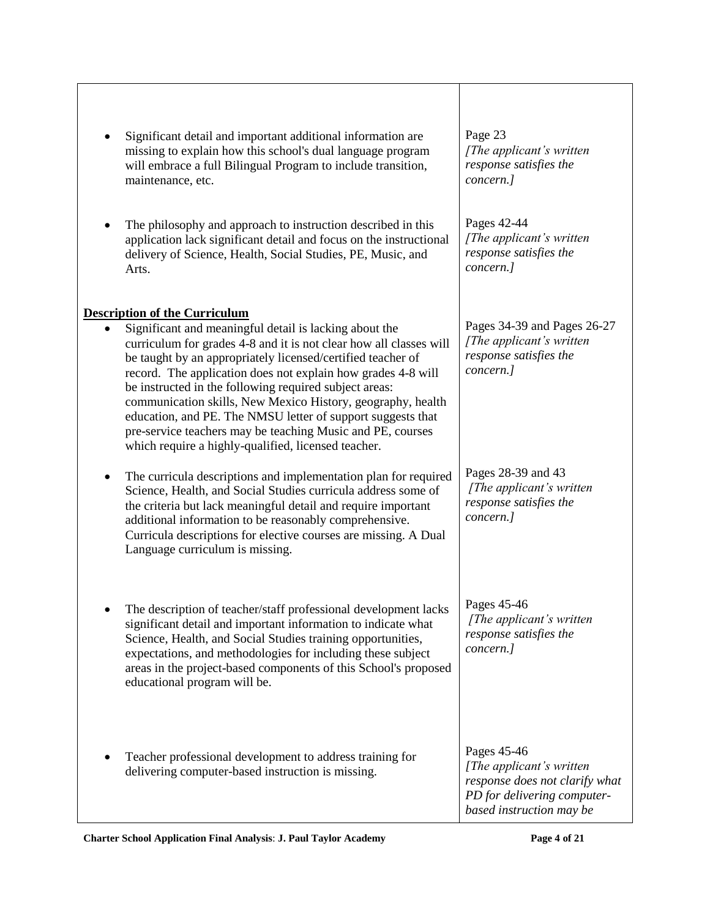| | |
|---|---|
| • Significant detail and important additional information are missing to explain how this school's dual language program will embrace a full Bilingual Program to include transition, maintenance, etc. | Page 23 *[The applicant's written response satisfies the concern.]* |
| • The philosophy and approach to instruction described in this application lack significant detail and focus on the instructional delivery of Science, Health, Social Studies, PE, Music, and Arts. | Pages 42-44 *[The applicant's written response satisfies the concern.]* |
| **Description of the Curriculum** | |
| • Significant and meaningful detail is lacking about the curriculum for grades 4-8 and it is not clear how all classes will be taught by an appropriately licensed/certified teacher of record. The application does not explain how grades 4-8 will be instructed in the following required subject areas: communication skills, New Mexico History, geography, health education, and PE. The NMSU letter of support suggests that pre-service teachers may be teaching Music and PE, courses which require a highly-qualified, licensed teacher. | Pages 34-39 and Pages 26-27 *[The applicant's written response satisfies the concern.]* |
| • The curricula descriptions and implementation plan for required Science, Health, and Social Studies curricula address some of the criteria but lack meaningful detail and require important additional information to be reasonably comprehensive. Curricula descriptions for elective courses are missing. A Dual Language curriculum is missing. | Pages 28-39 and 43 *[The applicant's written response satisfies the concern.]* |
| • The description of teacher/staff professional development lacks significant detail and important information to indicate what Science, Health, and Social Studies training opportunities, expectations, and methodologies for including these subject areas in the project-based components of this School's proposed educational program will be. | Pages 45-46 *[The applicant's written response satisfies the concern.]* |
| • Teacher professional development to address training for delivering computer-based instruction is missing. | Pages 45-46 *[The applicant's written response does not clarify what PD for delivering computer-based instruction may be* |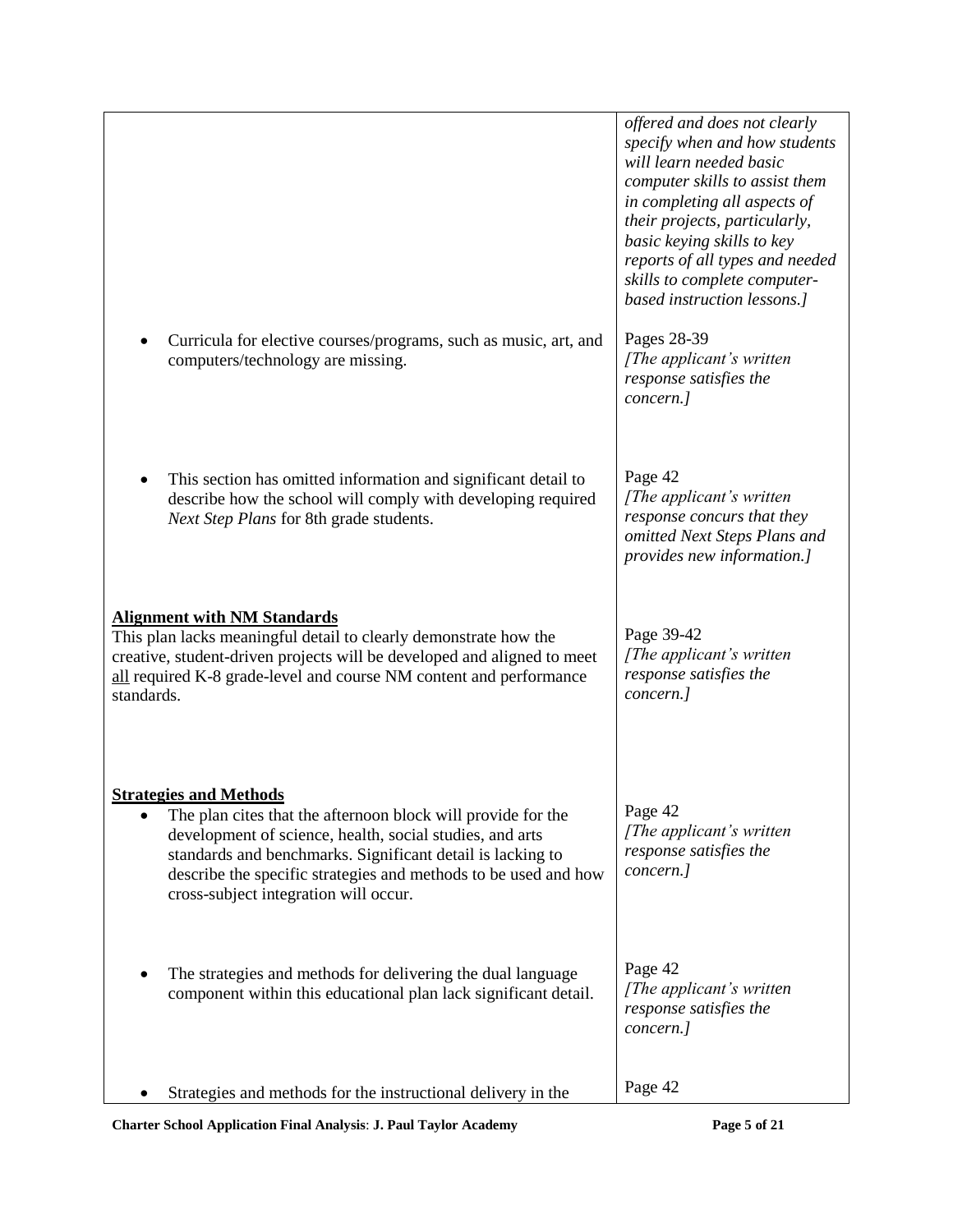| | |
|---|---|
| | *offered and does not clearly specify when and how students will learn needed basic computer skills to assist them in completing all aspects of their projects, particularly, basic keying skills to key reports of all types and needed skills to complete computer-based instruction lessons.]* |
| • Curricula for elective courses/programs, such as music, art, and computers/technology are missing. | Pages 28-39 *[The applicant's written response satisfies the concern.]* |
| • This section has omitted information and significant detail to describe how the school will comply with developing required *Next Step Plans* for 8th grade students. | Page 42 *[The applicant's written response concurs that they omitted Next Steps Plans and provides new information.]* |
| **<u>Alignment with NM Standards</u>** This plan lacks meaningful detail to clearly demonstrate how the creative, student-driven projects will be developed and aligned to meet <u>all</u> required K-8 grade-level and course NM content and performance standards. | Page 39-42 *[The applicant's written response satisfies the concern.]* |
| **<u>Strategies and Methods</u>** • The plan cites that the afternoon block will provide for the development of science, health, social studies, and arts standards and benchmarks. Significant detail is lacking to describe the specific strategies and methods to be used and how cross-subject integration will occur. | Page 42 *[The applicant's written response satisfies the concern.]* |
| • The strategies and methods for delivering the dual language component within this educational plan lack significant detail. | Page 42 *[The applicant's written response satisfies the concern.]* |
| • Strategies and methods for the instructional delivery in the | Page 42 |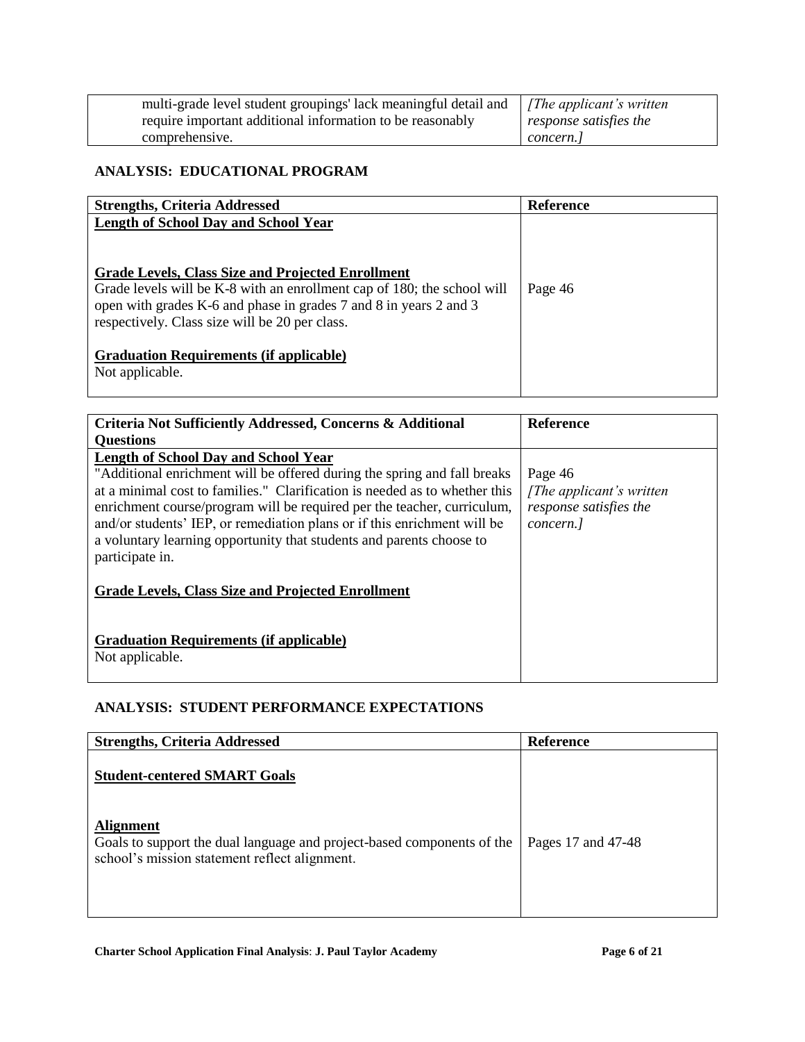| | |
|---|---|
| multi-grade level student groupings' lack meaningful detail and require important additional information to be reasonably comprehensive. | *[The applicant's written response satisfies the concern.]* |

### ANALYSIS: EDUCATIONAL PROGRAM

| Strengths, Criteria Addressed | Reference |
|---|---|
| <u>**Length of School Day and School Year**</u><br><br><u>**Grade Levels, Class Size and Projected Enrollment**</u><br>Grade levels will be K-8 with an enrollment cap of 180; the school will open with grades K-6 and phase in grades 7 and 8 in years 2 and 3 respectively. Class size will be 20 per class.<br><br><u>**Graduation Requirements (if applicable)**</u><br>Not applicable. | Page 46 |

| Criteria Not Sufficiently Addressed, Concerns & Additional Questions | Reference |
|---|---|
| <u>**Length of School Day and School Year**</u><br>"Additional enrichment will be offered during the spring and fall breaks at a minimal cost to families." Clarification is needed as to whether this enrichment course/program will be required per the teacher, curriculum, and/or students' IEP, or remediation plans or if this enrichment will be a voluntary learning opportunity that students and parents choose to participate in.<br><br><u>**Grade Levels, Class Size and Projected Enrollment**</u><br><br><u>**Graduation Requirements (if applicable)**</u><br>Not applicable. | Page 46<br>*[The applicant's written response satisfies the concern.]* |

### ANALYSIS: STUDENT PERFORMANCE EXPECTATIONS

| Strengths, Criteria Addressed | Reference |
|---|---|
| <u>**Student-centered SMART Goals**</u><br><br><u>**Alignment**</u><br>Goals to support the dual language and project-based components of the school's mission statement reflect alignment. | Pages 17 and 47-48 |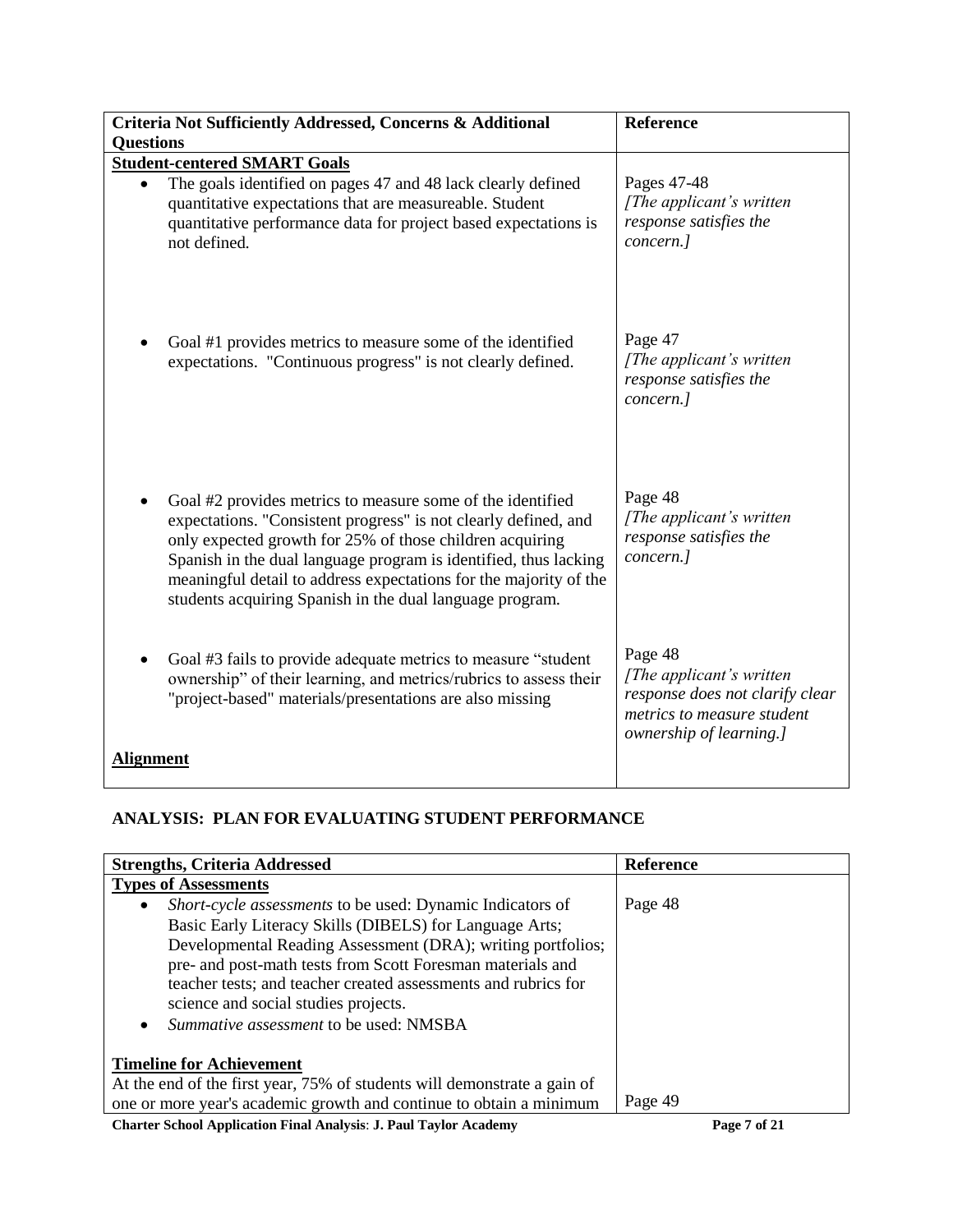| Criteria Not Sufficiently Addressed, Concerns & Additional Questions | Reference |
| --- | --- |
| **Student-centered SMART Goals** | |
| • The goals identified on pages 47 and 48 lack clearly defined quantitative expectations that are measureable. Student quantitative performance data for project based expectations is not defined. | Pages 47-48 *[The applicant's written response satisfies the concern.]* |
| • Goal #1 provides metrics to measure some of the identified expectations. "Continuous progress" is not clearly defined. | Page 47 *[The applicant's written response satisfies the concern.]* |
| • Goal #2 provides metrics to measure some of the identified expectations. "Consistent progress" is not clearly defined, and only expected growth for 25% of those children acquiring Spanish in the dual language program is identified, thus lacking meaningful detail to address expectations for the majority of the students acquiring Spanish in the dual language program. | Page 48 *[The applicant's written response satisfies the concern.]* |
| • Goal #3 fails to provide adequate metrics to measure "student ownership" of their learning, and metrics/rubrics to assess their "project-based" materials/presentations are also missing | Page 48 *[The applicant's written response does not clarify clear metrics to measure student ownership of learning.]* |
| **Alignment** | |

## ANALYSIS: PLAN FOR EVALUATING STUDENT PERFORMANCE

| Strengths, Criteria Addressed | Reference |
| --- | --- |
| **Types of Assessments** | |
| • *Short-cycle assessments* to be used: Dynamic Indicators of Basic Early Literacy Skills (DIBELS) for Language Arts; Developmental Reading Assessment (DRA); writing portfolios; pre- and post-math tests from Scott Foresman materials and teacher tests; and teacher created assessments and rubrics for science and social studies projects. <br> • *Summative assessment* to be used: NMSBA | Page 48 |
| **Timeline for Achievement** <br> At the end of the first year, 75% of students will demonstrate a gain of one or more year's academic growth and continue to obtain a minimum | Page 49 |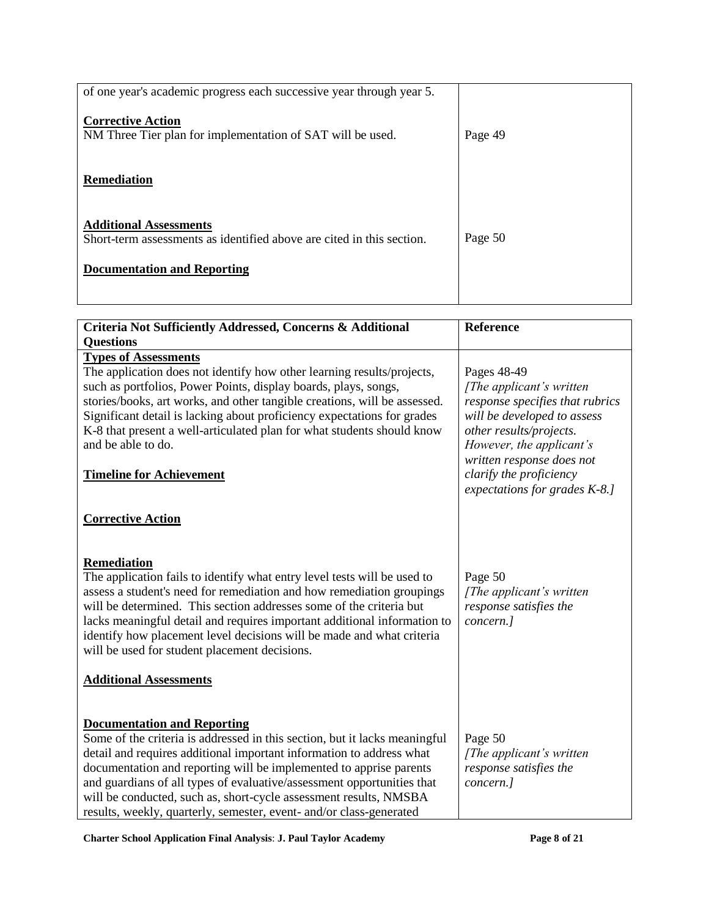| | |
|---|---|
| of one year's academic progress each successive year through year 5.<br><br>**Corrective Action**<br>NM Three Tier plan for implementation of SAT will be used.<br><br>**Remediation**<br><br>**Additional Assessments**<br>Short-term assessments as identified above are cited in this section.<br><br>**Documentation and Reporting** | <br><br><br>Page 49<br><br><br><br>Page 50 |

| Criteria Not Sufficiently Addressed, Concerns & Additional Questions | Reference |
|---|---|
| **Types of Assessments**<br>The application does not identify how other learning results/projects, such as portfolios, Power Points, display boards, plays, songs, stories/books, art works, and other tangible creations, will be assessed. Significant detail is lacking about proficiency expectations for grades K-8 that present a well-articulated plan for what students should know and be able to do.<br><br>**Timeline for Achievement**<br><br>**Corrective Action** | Pages 48-49<br>*[The applicant's written response specifies that rubrics will be developed to assess other results/projects. However, the applicant's written response does not clarify the proficiency expectations for grades K-8.]* |
| **Remediation**<br>The application fails to identify what entry level tests will be used to assess a student's need for remediation and how remediation groupings will be determined. This section addresses some of the criteria but lacks meaningful detail and requires important additional information to identify how placement level decisions will be made and what criteria will be used for student placement decisions.<br><br>**Additional Assessments** | Page 50<br>*[The applicant's written response satisfies the concern.]* |
| **Documentation and Reporting**<br>Some of the criteria is addressed in this section, but it lacks meaningful detail and requires additional important information to address what documentation and reporting will be implemented to apprise parents and guardians of all types of evaluative/assessment opportunities that will be conducted, such as, short-cycle assessment results, NMSBA results, weekly, quarterly, semester, event- and/or class-generated | Page 50<br>*[The applicant's written response satisfies the concern.]* |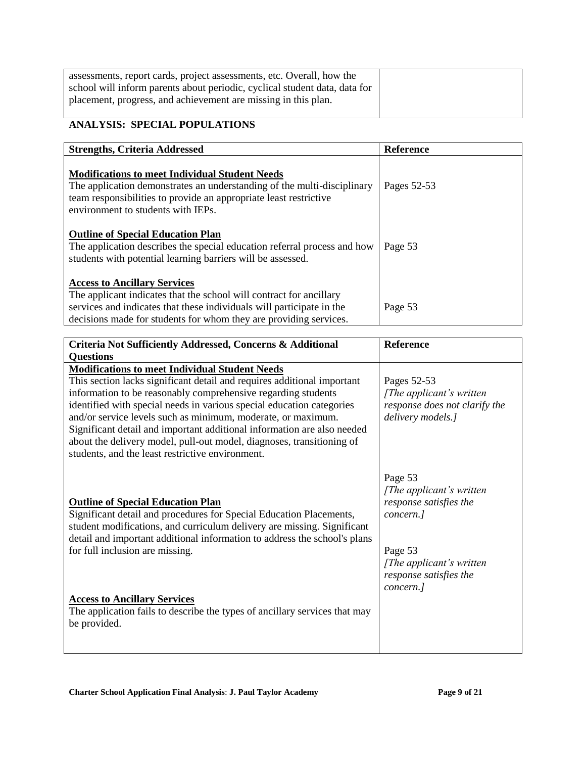| | |
|---|---|
| assessments, report cards, project assessments, etc. Overall, how the school will inform parents about periodic, cyclical student data, data for placement, progress, and achievement are missing in this plan. | |

## ANALYSIS: SPECIAL POPULATIONS

| Strengths, Criteria Addressed | Reference |
|---|---|
| **Modifications to meet Individual Student Needs**<br>The application demonstrates an understanding of the multi-disciplinary team responsibilities to provide an appropriate least restrictive environment to students with IEPs. | Pages 52-53 |
| **Outline of Special Education Plan**<br>The application describes the special education referral process and how students with potential learning barriers will be assessed. | Page 53 |
| **Access to Ancillary Services**<br>The applicant indicates that the school will contract for ancillary services and indicates that these individuals will participate in the decisions made for students for whom they are providing services. | Page 53 |

| Criteria Not Sufficiently Addressed, Concerns & Additional Questions | Reference |
|---|---|
| **Modifications to meet Individual Student Needs**<br>This section lacks significant detail and requires additional important information to be reasonably comprehensive regarding students identified with special needs in various special education categories and/or service levels such as minimum, moderate, or maximum. Significant detail and important additional information are also needed about the delivery model, pull-out model, diagnoses, transitioning of students, and the least restrictive environment. | Pages 52-53<br>*[The applicant's written response does not clarify the delivery models.]* |
| **Outline of Special Education Plan**<br>Significant detail and procedures for Special Education Placements, student modifications, and curriculum delivery are missing. Significant detail and important additional information to address the school's plans for full inclusion are missing. | Page 53<br>*[The applicant's written response satisfies the concern.]* |
| **Access to Ancillary Services**<br>The application fails to describe the types of ancillary services that may be provided. | Page 53<br>*[The applicant's written response satisfies the concern.]* |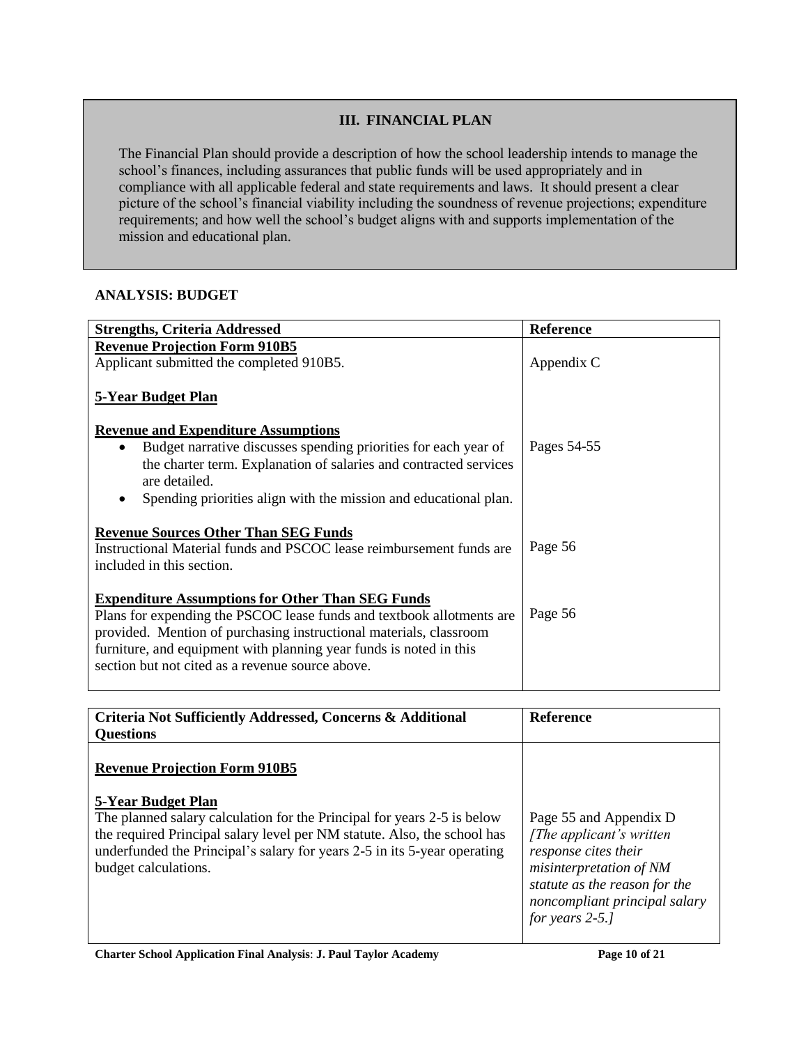## III. FINANCIAL PLAN

The Financial Plan should provide a description of how the school leadership intends to manage the school's finances, including assurances that public funds will be used appropriately and in compliance with all applicable federal and state requirements and laws. It should present a clear picture of the school's financial viability including the soundness of revenue projections; expenditure requirements; and how well the school's budget aligns with and supports implementation of the mission and educational plan.

### ANALYSIS: BUDGET

| Strengths, Criteria Addressed | Reference |
|---|---|
| **Revenue Projection Form 910B5**<br>Applicant submitted the completed 910B5. | Appendix C |
| **5-Year Budget Plan** | |
| **Revenue and Expenditure Assumptions**<br>• Budget narrative discusses spending priorities for each year of the charter term. Explanation of salaries and contracted services are detailed.<br>• Spending priorities align with the mission and educational plan. | Pages 54-55 |
| **Revenue Sources Other Than SEG Funds**<br>Instructional Material funds and PSCOC lease reimbursement funds are included in this section. | Page 56 |
| **Expenditure Assumptions for Other Than SEG Funds**<br>Plans for expending the PSCOC lease funds and textbook allotments are provided. Mention of purchasing instructional materials, classroom furniture, and equipment with planning year funds is noted in this section but not cited as a revenue source above. | Page 56 |

| Criteria Not Sufficiently Addressed, Concerns & Additional Questions | Reference |
|---|---|
| **Revenue Projection Form 910B5** | |
| **5-Year Budget Plan**<br>The planned salary calculation for the Principal for years 2-5 is below the required Principal salary level per NM statute. Also, the school has underfunded the Principal's salary for years 2-5 in its 5-year operating budget calculations. | Page 55 and Appendix D<br>*[The applicant's written response cites their misinterpretation of NM statute as the reason for the noncompliant principal salary for years 2-5.]* |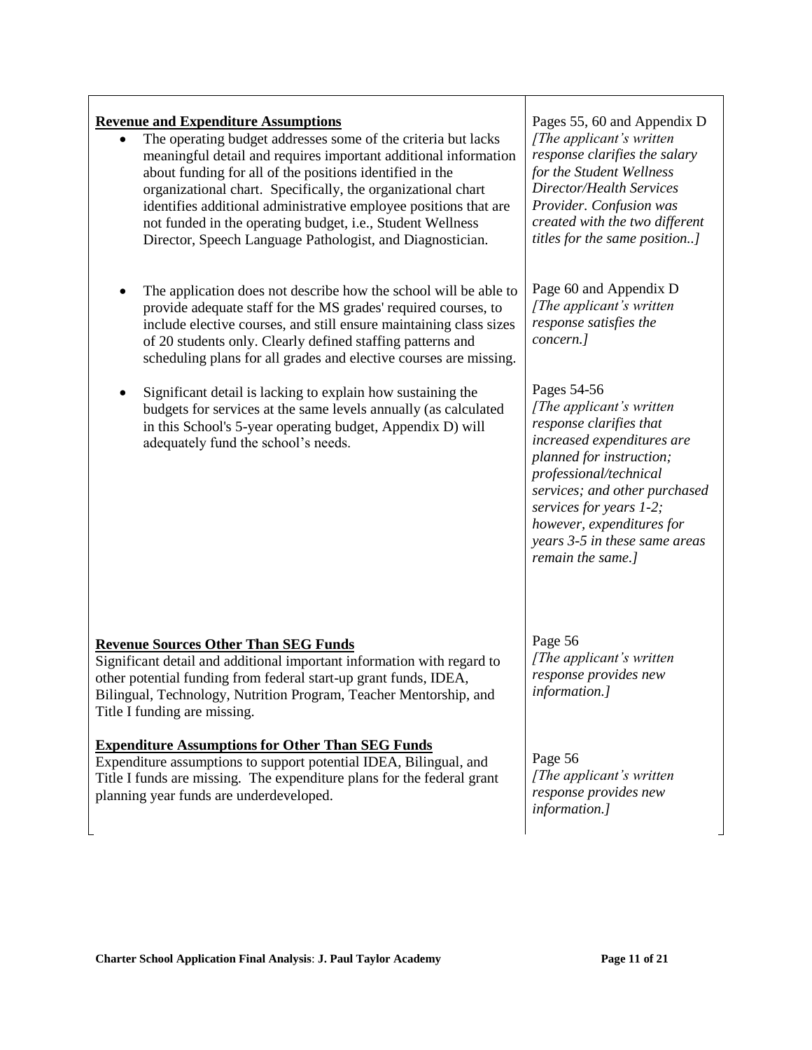| | |
|---|---|
| **Revenue and Expenditure Assumptions**<br>• The operating budget addresses some of the criteria but lacks meaningful detail and requires important additional information about funding for all of the positions identified in the organizational chart. Specifically, the organizational chart identifies additional administrative employee positions that are not funded in the operating budget, i.e., Student Wellness Director, Speech Language Pathologist, and Diagnostician. | Pages 55, 60 and Appendix D<br>*[The applicant's written response clarifies the salary for the Student Wellness Director/Health Services Provider. Confusion was created with the two different titles for the same position..]* |
| • The application does not describe how the school will be able to provide adequate staff for the MS grades' required courses, to include elective courses, and still ensure maintaining class sizes of 20 students only. Clearly defined staffing patterns and scheduling plans for all grades and elective courses are missing. | Page 60 and Appendix D<br>*[The applicant's written response satisfies the concern.]* |
| • Significant detail is lacking to explain how sustaining the budgets for services at the same levels annually (as calculated in this School's 5-year operating budget, Appendix D) will adequately fund the school's needs. | Pages 54-56<br>*[The applicant's written response clarifies that increased expenditures are planned for instruction; professional/technical services; and other purchased services for years 1-2; however, expenditures for years 3-5 in these same areas remain the same.]* |
| **Revenue Sources Other Than SEG Funds**<br>Significant detail and additional important information with regard to other potential funding from federal start-up grant funds, IDEA, Bilingual, Technology, Nutrition Program, Teacher Mentorship, and Title I funding are missing. | Page 56<br>*[The applicant's written response provides new information.]* |
| **Expenditure Assumptions for Other Than SEG Funds**<br>Expenditure assumptions to support potential IDEA, Bilingual, and Title I funds are missing. The expenditure plans for the federal grant planning year funds are underdeveloped. | Page 56<br>*[The applicant's written response provides new information.]* |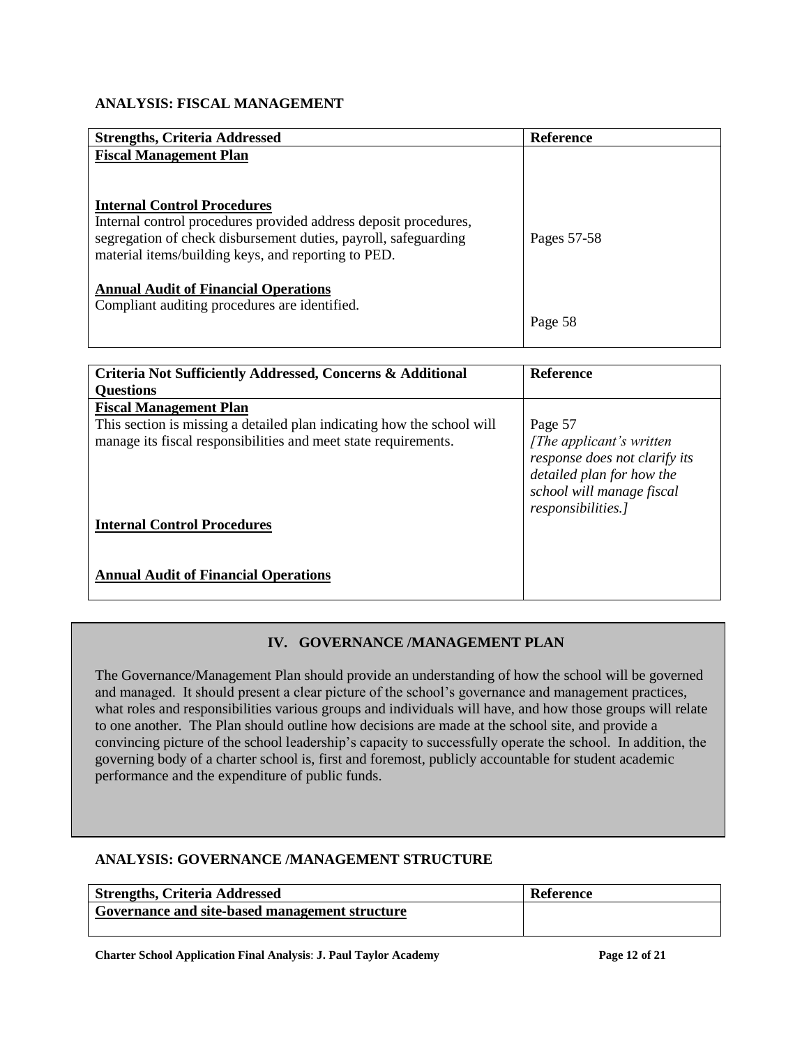### ANALYSIS: FISCAL MANAGEMENT

| Strengths, Criteria Addressed | Reference |
|---|---|
| **Fiscal Management Plan** | |
| **Internal Control Procedures**<br>Internal control procedures provided address deposit procedures, segregation of check disbursement duties, payroll, safeguarding material items/building keys, and reporting to PED. | Pages 57-58 |
| **Annual Audit of Financial Operations**<br>Compliant auditing procedures are identified. | Page 58 |

| Criteria Not Sufficiently Addressed, Concerns & Additional Questions | Reference |
|---|---|
| **Fiscal Management Plan**<br>This section is missing a detailed plan indicating how the school will manage its fiscal responsibilities and meet state requirements. | Page 57<br>*[The applicant's written response does not clarify its detailed plan for how the school will manage fiscal responsibilities.]* |
| **Internal Control Procedures** | |
| **Annual Audit of Financial Operations** | |

## IV. GOVERNANCE /MANAGEMENT PLAN

The Governance/Management Plan should provide an understanding of how the school will be governed and managed. It should present a clear picture of the school's governance and management practices, what roles and responsibilities various groups and individuals will have, and how those groups will relate to one another. The Plan should outline how decisions are made at the school site, and provide a convincing picture of the school leadership's capacity to successfully operate the school. In addition, the governing body of a charter school is, first and foremost, publicly accountable for student academic performance and the expenditure of public funds.

### ANALYSIS: GOVERNANCE /MANAGEMENT STRUCTURE

| Strengths, Criteria Addressed | Reference |
|---|---|
| **Governance and site-based management structure** | |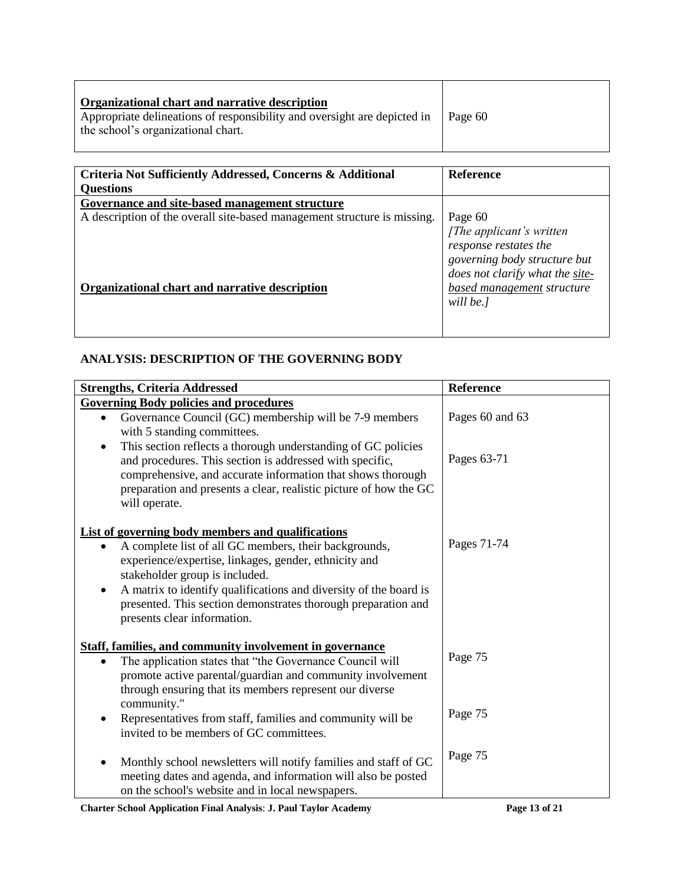| | |
|---|---|
| **Organizational chart and narrative description**<br>Appropriate delineations of responsibility and oversight are depicted in the school's organizational chart. | Page 60 |

| Criteria Not Sufficiently Addressed, Concerns & Additional Questions | Reference |
|---|---|
| **Governance and site-based management structure**<br>A description of the overall site-based management structure is missing.<br><br>**Organizational chart and narrative description** | Page 60<br>*[The applicant's written response restates the governing body structure but does not clarify what the site-based management structure will be.]* |

### ANALYSIS: DESCRIPTION OF THE GOVERNING BODY

| Strengths, Criteria Addressed | Reference |
|---|---|
| **Governing Body policies and procedures** | |
| • Governance Council (GC) membership will be 7-9 members with 5 standing committees. | Pages 60 and 63 |
| • This section reflects a thorough understanding of GC policies and procedures. This section is addressed with specific, comprehensive, and accurate information that shows thorough preparation and presents a clear, realistic picture of how the GC will operate. | Pages 63-71 |
| **List of governing body members and qualifications** | |
| • A complete list of all GC members, their backgrounds, experience/expertise, linkages, gender, ethnicity and stakeholder group is included.<br>• A matrix to identify qualifications and diversity of the board is presented. This section demonstrates thorough preparation and presents clear information. | Pages 71-74 |
| **Staff, families, and community involvement in governance** | |
| • The application states that "the Governance Council will promote active parental/guardian and community involvement through ensuring that its members represent our diverse community." | Page 75 |
| • Representatives from staff, families and community will be invited to be members of GC committees. | Page 75 |
| • Monthly school newsletters will notify families and staff of GC meeting dates and agenda, and information will also be posted on the school's website and in local newspapers. | Page 75 |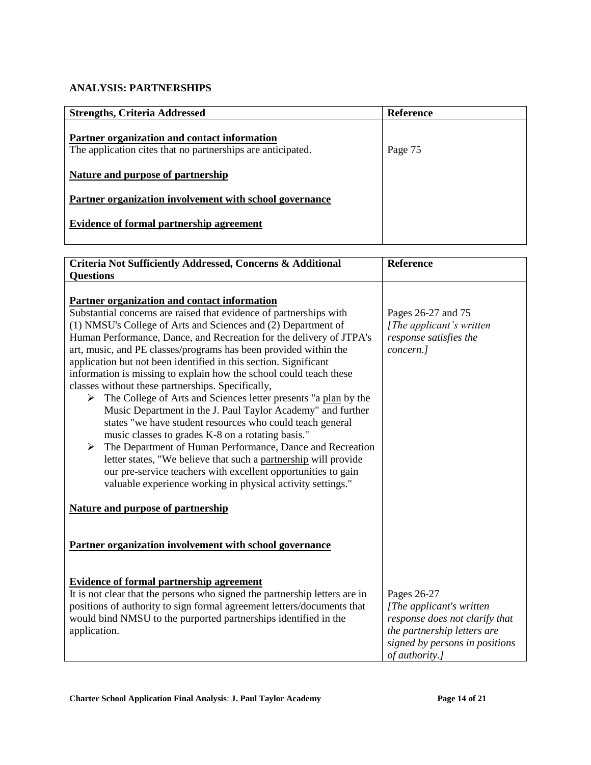## ANALYSIS: PARTNERSHIPS

| Strengths, Criteria Addressed | Reference |
|---|---|
| <u>**Partner organization and contact information**</u><br>The application cites that no partnerships are anticipated.<br><br><u>**Nature and purpose of partnership**</u><br><br><u>**Partner organization involvement with school governance**</u><br><br><u>**Evidence of formal partnership agreement**</u> | Page 75 |

| Criteria Not Sufficiently Addressed, Concerns & Additional Questions | Reference |
|---|---|
| <u>**Partner organization and contact information**</u><br>Substantial concerns are raised that evidence of partnerships with (1) NMSU's College of Arts and Sciences and (2) Department of Human Performance, Dance, and Recreation for the delivery of JTPA's art, music, and PE classes/programs has been provided within the application but not been identified in this section. Significant information is missing to explain how the school could teach these classes without these partnerships. Specifically,<br>➢ The College of Arts and Sciences letter presents "a <u>plan</u> by the Music Department in the J. Paul Taylor Academy" and further states "we have student resources who could teach general music classes to grades K-8 on a rotating basis."<br>➢ The Department of Human Performance, Dance and Recreation letter states, "We believe that such a <u>partnership</u> will provide our pre-service teachers with excellent opportunities to gain valuable experience working in physical activity settings." | Pages 26-27 and 75<br>*[The applicant's written response satisfies the concern.]* |
| <u>**Nature and purpose of partnership**</u> | |
| <u>**Partner organization involvement with school governance**</u> | |
| <u>**Evidence of formal partnership agreement**</u><br>It is not clear that the persons who signed the partnership letters are in positions of authority to sign formal agreement letters/documents that would bind NMSU to the purported partnerships identified in the application. | Pages 26-27<br>*[The applicant's written response does not clarify that the partnership letters are signed by persons in positions of authority.]* |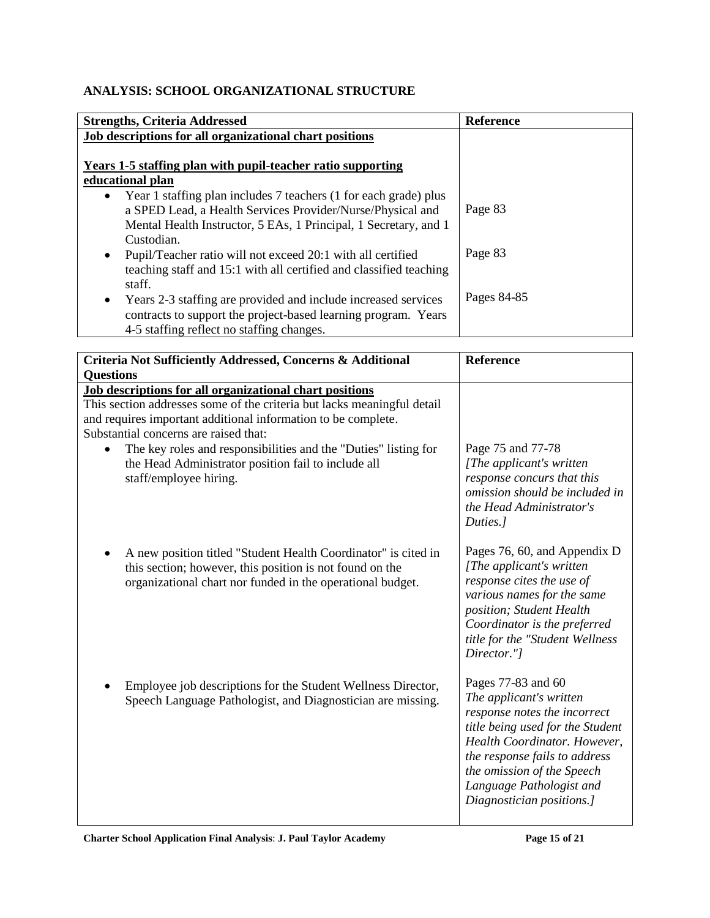## ANALYSIS: SCHOOL ORGANIZATIONAL STRUCTURE

| Strengths, Criteria Addressed | Reference |
|---|---|
| **Job descriptions for all organizational chart positions** | |
| **Years 1-5 staffing plan with pupil-teacher ratio supporting educational plan** | |
| • Year 1 staffing plan includes 7 teachers (1 for each grade) plus a SPED Lead, a Health Services Provider/Nurse/Physical and Mental Health Instructor, 5 EAs, 1 Principal, 1 Secretary, and 1 Custodian. | Page 83 |
| • Pupil/Teacher ratio will not exceed 20:1 with all certified teaching staff and 15:1 with all certified and classified teaching staff. | Page 83 |
| • Years 2-3 staffing are provided and include increased services contracts to support the project-based learning program. Years 4-5 staffing reflect no staffing changes. | Pages 84-85 |

| Criteria Not Sufficiently Addressed, Concerns & Additional Questions | Reference |
|---|---|
| **Job descriptions for all organizational chart positions** This section addresses some of the criteria but lacks meaningful detail and requires important additional information to be complete. Substantial concerns are raised that: | |
| • The key roles and responsibilities and the "Duties" listing for the Head Administrator position fail to include all staff/employee hiring. | Page 75 and 77-78 *[The applicant's written response concurs that this omission should be included in the Head Administrator's Duties.]* |
| • A new position titled "Student Health Coordinator" is cited in this section; however, this position is not found on the organizational chart nor funded in the operational budget. | Pages 76, 60, and Appendix D *[The applicant's written response cites the use of various names for the same position; Student Health Coordinator is the preferred title for the "Student Wellness Director."]* |
| • Employee job descriptions for the Student Wellness Director, Speech Language Pathologist, and Diagnostician are missing. | Pages 77-83 and 60 *The applicant's written response notes the incorrect title being used for the Student Health Coordinator. However, the response fails to address the omission of the Speech Language Pathologist and Diagnostician positions.]* |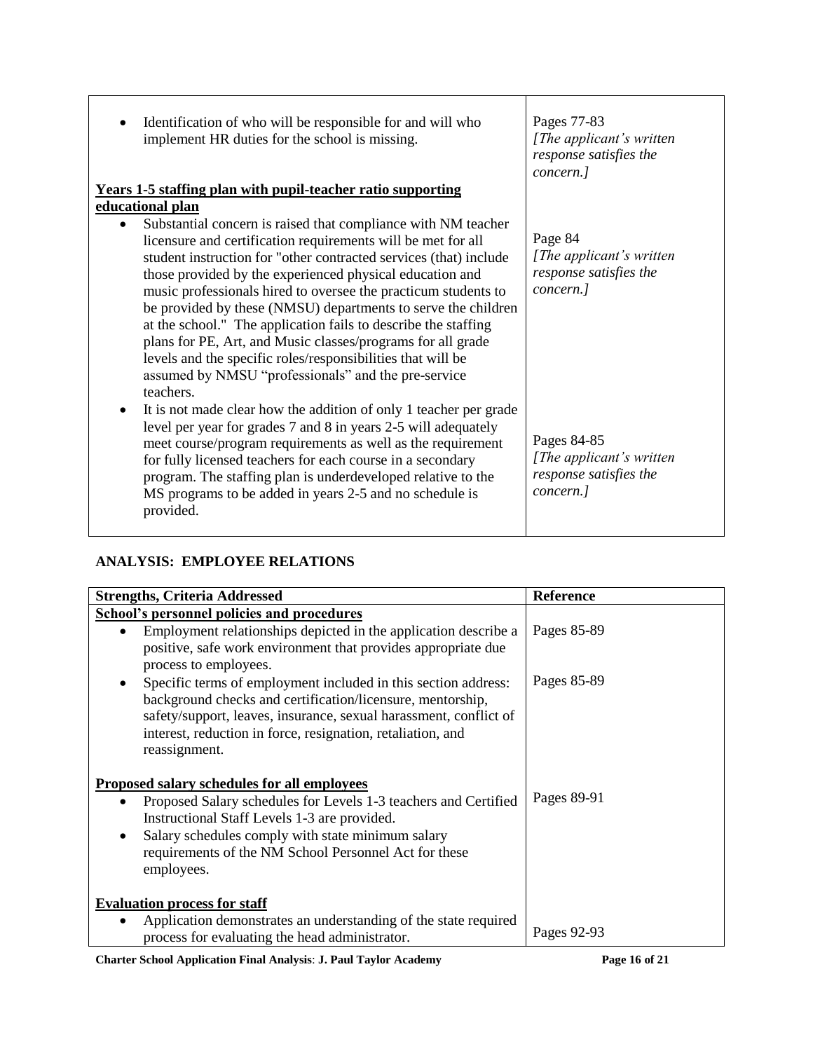| | |
|---|---|
| • Identification of who will be responsible for and will who implement HR duties for the school is missing. | Pages 77-83 *[The applicant's written response satisfies the concern.]* |
| **Years 1-5 staffing plan with pupil-teacher ratio supporting educational plan** | |
| • Substantial concern is raised that compliance with NM teacher licensure and certification requirements will be met for all student instruction for "other contracted services (that) include those provided by the experienced physical education and music professionals hired to oversee the practicum students to be provided by these (NMSU) departments to serve the children at the school." The application fails to describe the staffing plans for PE, Art, and Music classes/programs for all grade levels and the specific roles/responsibilities that will be assumed by NMSU "professionals" and the pre-service teachers. | Page 84 *[The applicant's written response satisfies the concern.]* |
| • It is not made clear how the addition of only 1 teacher per grade level per year for grades 7 and 8 in years 2-5 will adequately meet course/program requirements as well as the requirement for fully licensed teachers for each course in a secondary program. The staffing plan is underdeveloped relative to the MS programs to be added in years 2-5 and no schedule is provided. | Pages 84-85 *[The applicant's written response satisfies the concern.]* |

## ANALYSIS: EMPLOYEE RELATIONS

| Strengths, Criteria Addressed | Reference |
|---|---|
| **School's personnel policies and procedures** | |
| • Employment relationships depicted in the application describe a positive, safe work environment that provides appropriate due process to employees. | Pages 85-89 |
| • Specific terms of employment included in this section address: background checks and certification/licensure, mentorship, safety/support, leaves, insurance, sexual harassment, conflict of interest, reduction in force, resignation, retaliation, and reassignment. | Pages 85-89 |
| **Proposed salary schedules for all employees** | |
| • Proposed Salary schedules for Levels 1-3 teachers and Certified Instructional Staff Levels 1-3 are provided. | Pages 89-91 |
| • Salary schedules comply with state minimum salary requirements of the NM School Personnel Act for these employees. | |
| **Evaluation process for staff** | |
| • Application demonstrates an understanding of the state required process for evaluating the head administrator. | Pages 92-93 |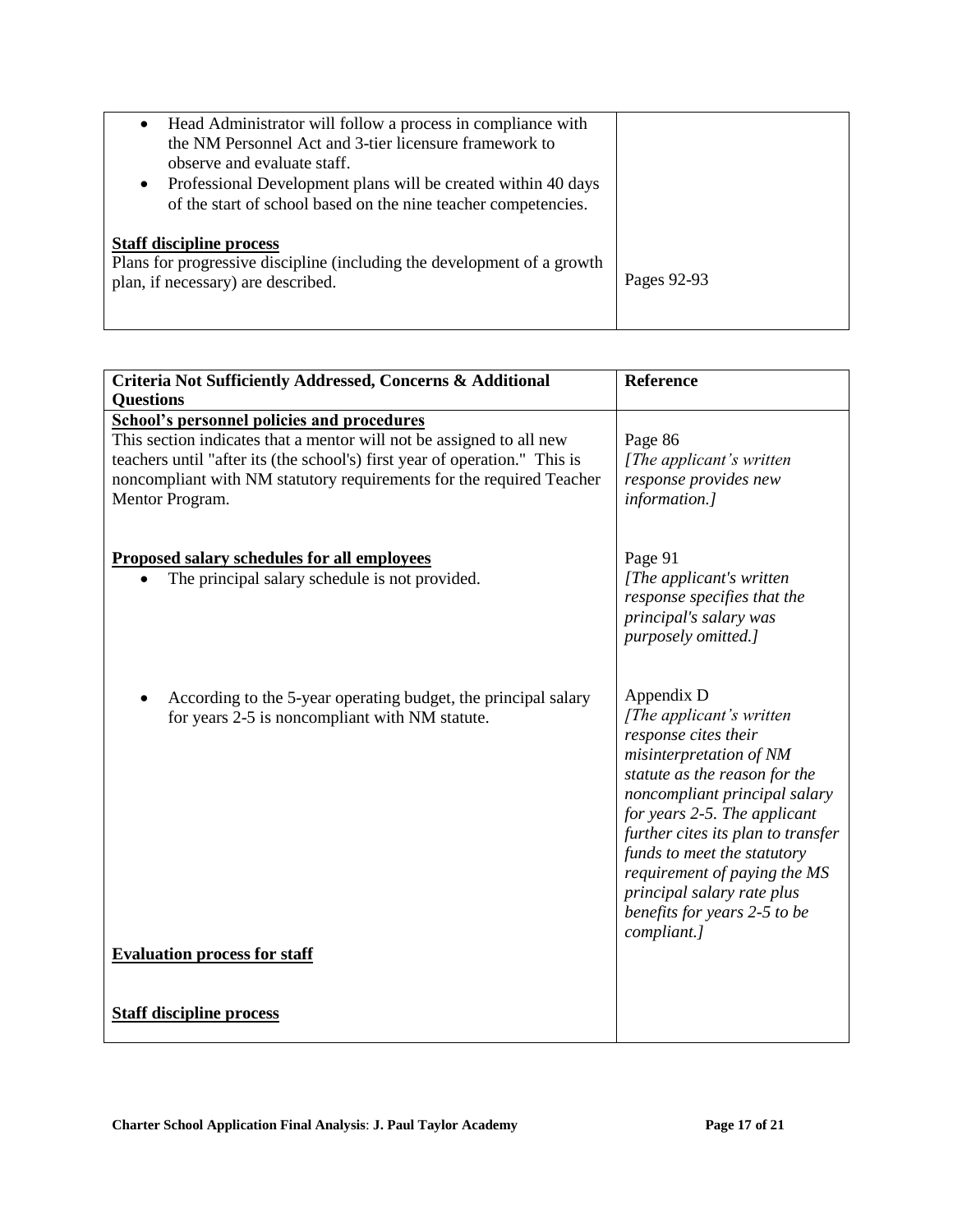| | |
|---|---|
| • Head Administrator will follow a process in compliance with the NM Personnel Act and 3-tier licensure framework to observe and evaluate staff.<br>• Professional Development plans will be created within 40 days of the start of school based on the nine teacher competencies.<br><br>**Staff discipline process**<br>Plans for progressive discipline (including the development of a growth plan, if necessary) are described. | Pages 92-93 |

| **Criteria Not Sufficiently Addressed, Concerns & Additional Questions** | **Reference** |
|---|---|
| **School's personnel policies and procedures**<br>This section indicates that a mentor will not be assigned to all new teachers until "after its (the school's) first year of operation." This is noncompliant with NM statutory requirements for the required Teacher Mentor Program. | Page 86<br>*[The applicant's written response provides new information.]* |
| **Proposed salary schedules for all employees**<br>• The principal salary schedule is not provided. | Page 91<br>*[The applicant's written response specifies that the principal's salary was purposely omitted.]* |
| • According to the 5-year operating budget, the principal salary for years 2-5 is noncompliant with NM statute. | Appendix D<br>*[The applicant's written response cites their misinterpretation of NM statute as the reason for the noncompliant principal salary for years 2-5. The applicant further cites its plan to transfer funds to meet the statutory requirement of paying the MS principal salary rate plus benefits for years 2-5 to be compliant.]* |
| **Evaluation process for staff** | |
| **Staff discipline process** | |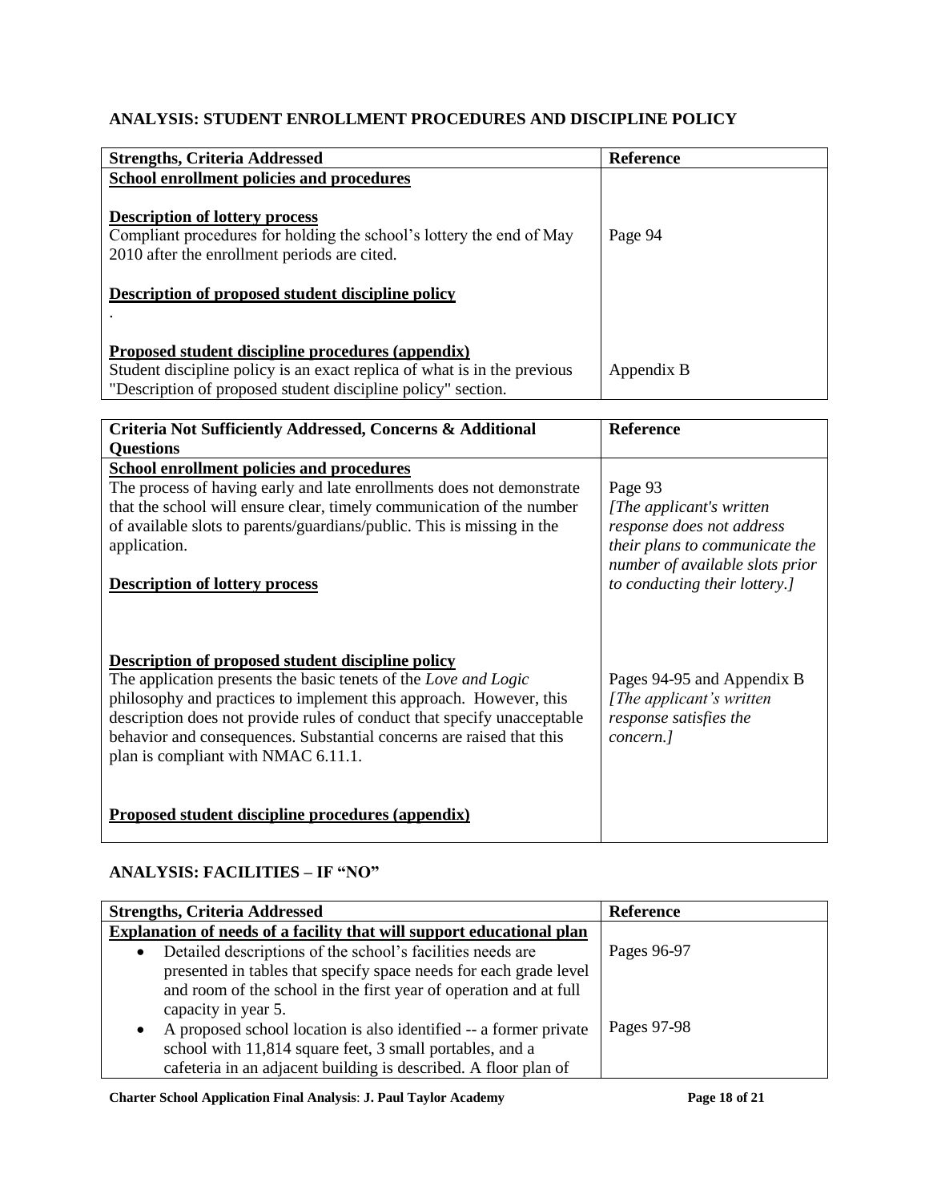## ANALYSIS: STUDENT ENROLLMENT PROCEDURES AND DISCIPLINE POLICY

| Strengths, Criteria Addressed | Reference |
|---|---|
| **School enrollment policies and procedures** | |
| **Description of lottery process**<br>Compliant procedures for holding the school's lottery the end of May 2010 after the enrollment periods are cited. | Page 94 |
| **Description of proposed student discipline policy**<br>. | |
| **Proposed student discipline procedures (appendix)**<br>Student discipline policy is an exact replica of what is in the previous "Description of proposed student discipline policy" section. | Appendix B |

| Criteria Not Sufficiently Addressed, Concerns & Additional Questions | Reference |
|---|---|
| **School enrollment policies and procedures**<br>The process of having early and late enrollments does not demonstrate that the school will ensure clear, timely communication of the number of available slots to parents/guardians/public. This is missing in the application. | Page 93<br>*[The applicant's written response does not address their plans to communicate the number of available slots prior to conducting their lottery.]* |
| **Description of lottery process** | |
| **Description of proposed student discipline policy**<br>The application presents the basic tenets of the *Love and Logic* philosophy and practices to implement this approach. However, this description does not provide rules of conduct that specify unacceptable behavior and consequences. Substantial concerns are raised that this plan is compliant with NMAC 6.11.1. | Pages 94-95 and Appendix B<br>*[The applicant's written response satisfies the concern.]* |
| **Proposed student discipline procedures (appendix)** | |

## ANALYSIS: FACILITIES – IF "NO"

| Strengths, Criteria Addressed | Reference |
|---|---|
| **Explanation of needs of a facility that will support educational plan** | |
| • Detailed descriptions of the school's facilities needs are presented in tables that specify space needs for each grade level and room of the school in the first year of operation and at full capacity in year 5. | Pages 96-97 |
| • A proposed school location is also identified -- a former private school with 11,814 square feet, 3 small portables, and a cafeteria in an adjacent building is described. A floor plan of | Pages 97-98 |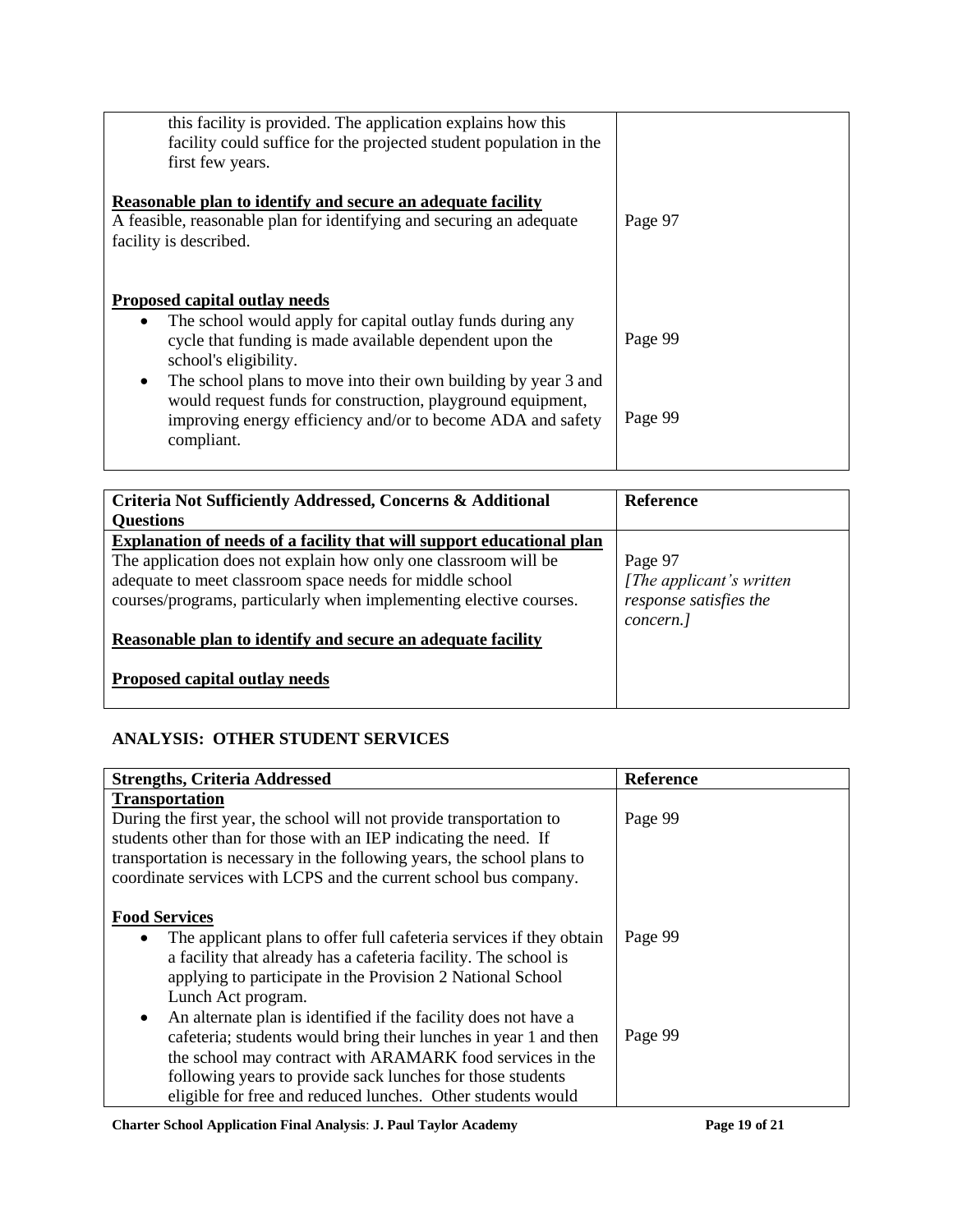| | |
|---|---|
| this facility is provided. The application explains how this facility could suffice for the projected student population in the first few years.<br><br>**Reasonable plan to identify and secure an adequate facility**<br>A feasible, reasonable plan for identifying and securing an adequate facility is described. | <br><br><br><br>Page 97 |
| **Proposed capital outlay needs**<br>• The school would apply for capital outlay funds during any cycle that funding is made available dependent upon the school's eligibility.<br>• The school plans to move into their own building by year 3 and would request funds for construction, playground equipment, improving energy efficiency and/or to become ADA and safety compliant. | <br>Page 99<br><br><br>Page 99 |

| Criteria Not Sufficiently Addressed, Concerns & Additional Questions | Reference |
|---|---|
| **Explanation of needs of a facility that will support educational plan**<br>The application does not explain how only one classroom will be adequate to meet classroom space needs for middle school courses/programs, particularly when implementing elective courses.<br><br>**Reasonable plan to identify and secure an adequate facility**<br><br>**Proposed capital outlay needs** | <br>Page 97<br>*[The applicant's written response satisfies the concern.]* |

## ANALYSIS: OTHER STUDENT SERVICES

| Strengths, Criteria Addressed | Reference |
|---|---|
| **Transportation**<br>During the first year, the school will not provide transportation to students other than for those with an IEP indicating the need. If transportation is necessary in the following years, the school plans to coordinate services with LCPS and the current school bus company. | <br>Page 99 |
| **Food Services**<br>• The applicant plans to offer full cafeteria services if they obtain a facility that already has a cafeteria facility. The school is applying to participate in the Provision 2 National School Lunch Act program.<br>• An alternate plan is identified if the facility does not have a cafeteria; students would bring their lunches in year 1 and then the school may contract with ARAMARK food services in the following years to provide sack lunches for those students eligible for free and reduced lunches. Other students would | <br>Page 99<br><br><br><br>Page 99 |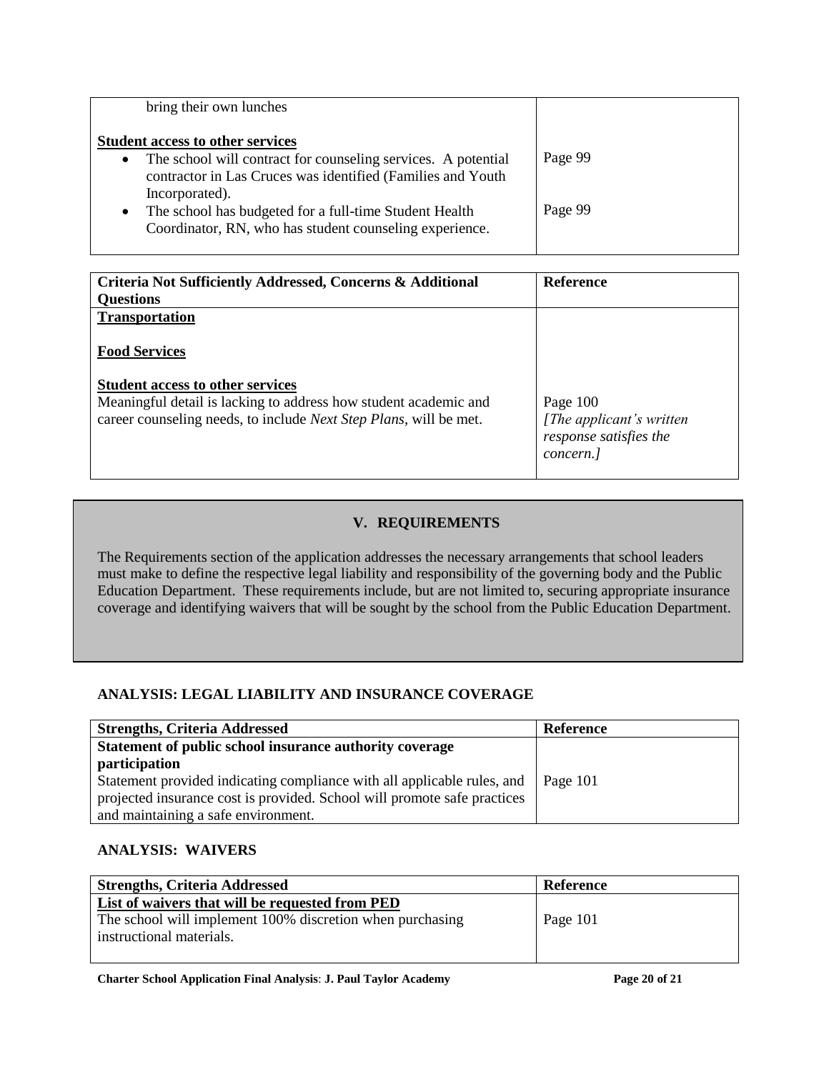| | |
|---|---|
| bring their own lunches<br><br>**<u>Student access to other services</u>**<br>• The school will contract for counseling services. A potential contractor in Las Cruces was identified (Families and Youth Incorporated).<br>• The school has budgeted for a full-time Student Health Coordinator, RN, who has student counseling experience. | <br><br><br>Page 99<br><br><br>Page 99 |

| Criteria Not Sufficiently Addressed, Concerns & Additional Questions | Reference |
|---|---|
| **<u>Transportation</u>**<br><br>**<u>Food Services</u>**<br><br>**<u>Student access to other services</u>**<br>Meaningful detail is lacking to address how student academic and career counseling needs, to include *Next Step Plans*, will be met. | <br><br><br><br><br>Page 100<br>*[The applicant's written response satisfies the concern.]* |

## V. REQUIREMENTS

The Requirements section of the application addresses the necessary arrangements that school leaders must make to define the respective legal liability and responsibility of the governing body and the Public Education Department. These requirements include, but are not limited to, securing appropriate insurance coverage and identifying waivers that will be sought by the school from the Public Education Department.

### ANALYSIS: LEGAL LIABILITY AND INSURANCE COVERAGE

| Strengths, Criteria Addressed | Reference |
|---|---|
| **Statement of public school insurance authority coverage participation**<br>Statement provided indicating compliance with all applicable rules, and projected insurance cost is provided. School will promote safe practices and maintaining a safe environment. | <br><br>Page 101 |

### ANALYSIS: WAIVERS

| Strengths, Criteria Addressed | Reference |
|---|---|
| **<u>List of waivers that will be requested from PED</u>**<br>The school will implement 100% discretion when purchasing instructional materials. | <br>Page 101 |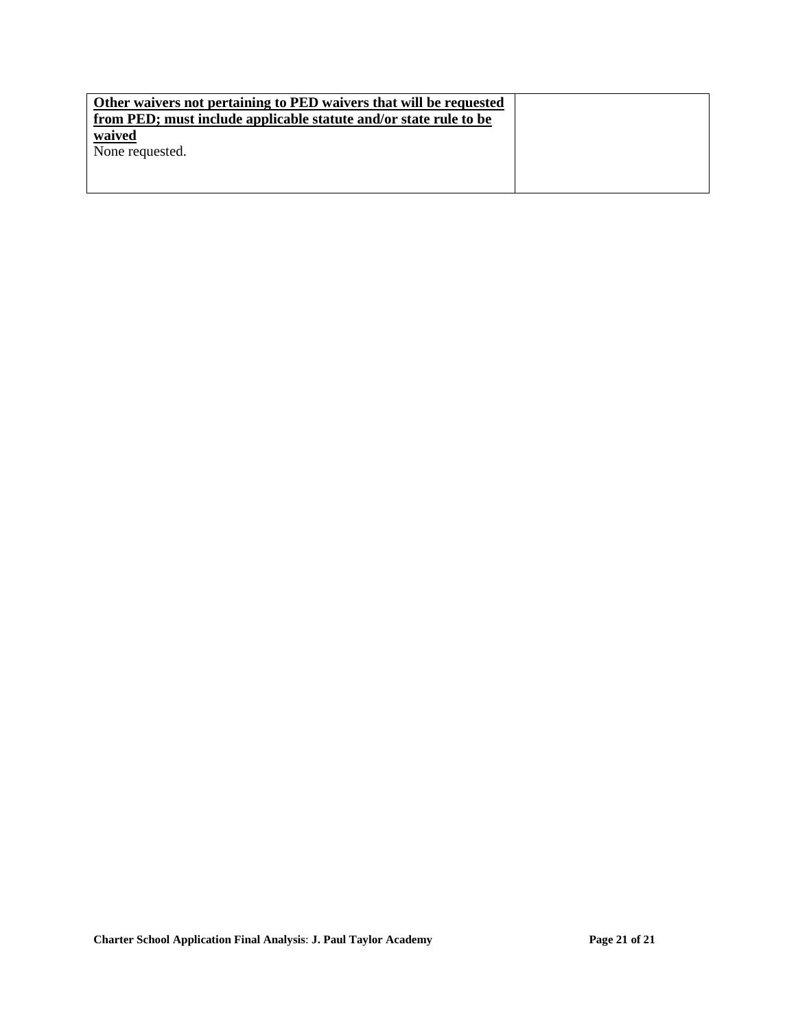| | |
|---|---|
| **<u>Other waivers not pertaining to PED waivers that will be requested from PED; must include applicable statute and/or state rule to be waived</u>**<br>None requested. | |